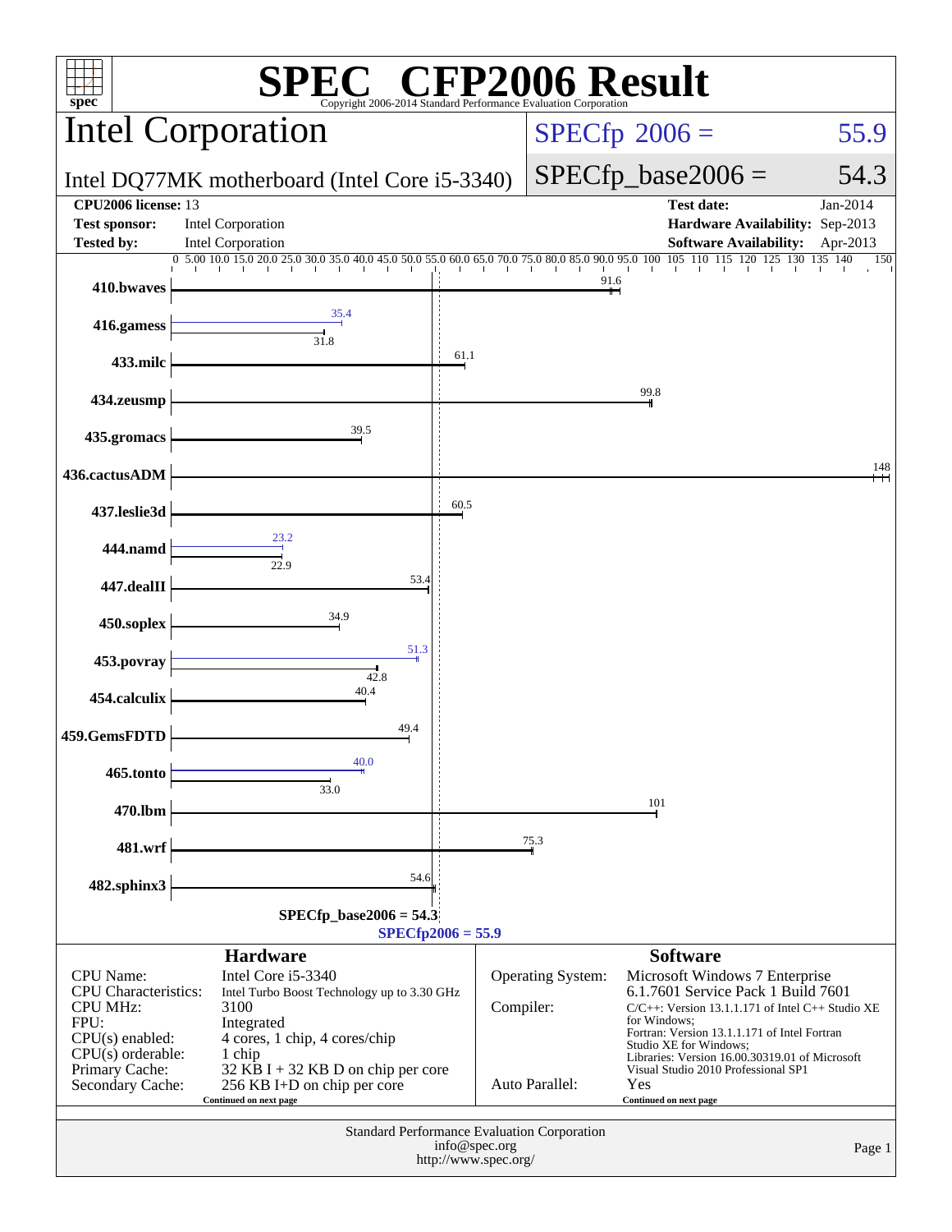# SPEC CFP2006 Result

Copyright 2006-2014 Standard Performance Evaluation Corporation

## Intel Corporation

Intel DQ77MK motherboard (Intel Core i5-3340)

SPECfp 2006 = 55.9

SPECfp_base2006 = 54.3

| | | | |
|---|---|---|---|
| **CPU2006 license:** | 13 | **Test date:** | Jan-2014 |
| **Test sponsor:** | Intel Corporation | **Hardware Availability:** | Sep-2013 |
| **Tested by:** | Intel Corporation | **Software Availability:** | Apr-2013 |

| Benchmark | Base | Peak |
|---|---|---|
| 410.bwaves | 91.6 | |
| 416.gamess | 31.8 | 35.4 |
| 433.milc | 61.1 | |
| 434.zeusmp | 99.8 | |
| 435.gromacs | 39.5 | |
| 436.cactusADM | 148 | |
| 437.leslie3d | 60.5 | |
| 444.namd | 22.9 | 23.2 |
| 447.dealII | 53.4 | |
| 450.soplex | 34.9 | |
| 453.povray | 42.8 | 51.3 |
| 454.calculix | 40.4 | |
| 459.GemsFDTD | 49.4 | |
| 465.tonto | 33.0 | 40.0 |
| 470.lbm | 101 | |
| 481.wrf | 75.3 | |
| 482.sphinx3 | 54.6 | |

SPECfp_base2006 = 54.3

SPECfp2006 = 55.9

### Hardware

| | |
|---|---|
| CPU Name: | Intel Core i5-3340 |
| CPU Characteristics: | Intel Turbo Boost Technology up to 3.30 GHz |
| CPU MHz: | 3100 |
| FPU: | Integrated |
| CPU(s) enabled: | 4 cores, 1 chip, 4 cores/chip |
| CPU(s) orderable: | 1 chip |
| Primary Cache: | 32 KB I + 32 KB D on chip per core |
| Secondary Cache: | 256 KB I+D on chip per core |

Continued on next page

### Software

| | |
|---|---|
| Operating System: | Microsoft Windows 7 Enterprise 6.1.7601 Service Pack 1 Build 7601 |
| Compiler: | C/C++: Version 13.1.1.171 of Intel C++ Studio XE for Windows; Fortran: Version 13.1.1.171 of Intel Fortran Studio XE for Windows; Libraries: Version 16.00.30319.01 of Microsoft Visual Studio 2010 Professional SP1 |
| Auto Parallel: | Yes |

Continued on next page

Standard Performance Evaluation Corporation
info@spec.org
http://www.spec.org/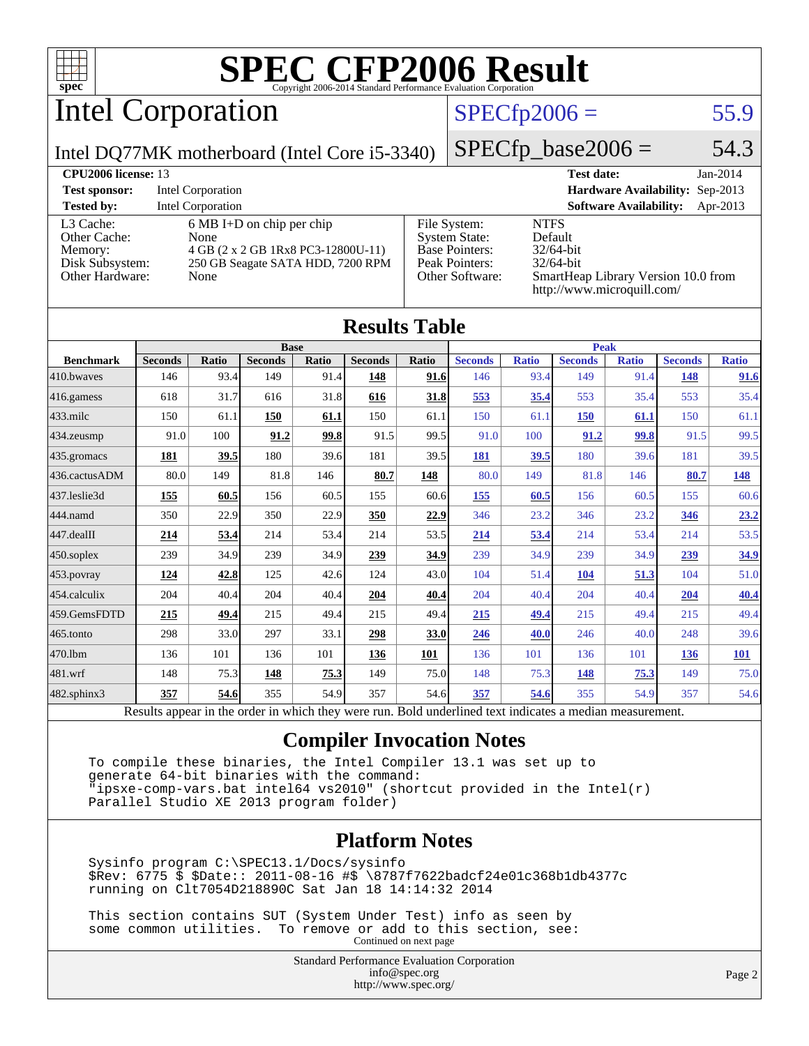# SPEC CFP2006 Result

Copyright 2006-2014 Standard Performance Evaluation Corporation

## Intel Corporation

Intel DQ77MK motherboard (Intel Core i5-3340)

SPECfp2006 = 55.9

SPECfp_base2006 = 54.3

| | | | |
|---|---|---|---|
| **CPU2006 license:** 13 | | **Test date:** | Jan-2014 |
| **Test sponsor:** | Intel Corporation | **Hardware Availability:** | Sep-2013 |
| **Tested by:** | Intel Corporation | **Software Availability:** | Apr-2013 |

| | | | |
|---|---|---|---|
| L3 Cache: | 6 MB I+D on chip per chip | File System: | NTFS |
| Other Cache: | None | System State: | Default |
| Memory: | 4 GB (2 x 2 GB 1Rx8 PC3-12800U-11) | Base Pointers: | 32/64-bit |
| Disk Subsystem: | 250 GB Seagate SATA HDD, 7200 RPM | Peak Pointers: | 32/64-bit |
| Other Hardware: | None | Other Software: | SmartHeap Library Version 10.0 from http://www.microquill.com/ |

## Results Table

| | Base | | | | | | Peak | | | | | |
|---|---|---|---|---|---|---|---|---|---|---|---|---|
| **Benchmark** | **Seconds** | **Ratio** | **Seconds** | **Ratio** | **Seconds** | **Ratio** | **Seconds** | **Ratio** | **Seconds** | **Ratio** | **Seconds** | **Ratio** |
| 410.bwaves | 146 | 93.4 | 149 | 91.4 | **148** | **91.6** | 146 | 93.4 | 149 | 91.4 | **148** | **91.6** |
| 416.gamess | 618 | 31.7 | 616 | 31.8 | **616** | **31.8** | **553** | **35.4** | 553 | 35.4 | 553 | 35.4 |
| 433.milc | 150 | 61.1 | **150** | **61.1** | 150 | 61.1 | 150 | 61.1 | **150** | **61.1** | 150 | 61.1 |
| 434.zeusmp | 91.0 | 100 | **91.2** | **99.8** | 91.5 | 99.5 | 91.0 | 100 | **91.2** | **99.8** | 91.5 | 99.5 |
| 435.gromacs | **181** | **39.5** | 180 | 39.6 | 181 | 39.5 | **181** | **39.5** | 180 | 39.6 | 181 | 39.5 |
| 436.cactusADM | 80.0 | 149 | 81.8 | 146 | **80.7** | **148** | 80.0 | 149 | 81.8 | 146 | **80.7** | **148** |
| 437.leslie3d | **155** | **60.5** | 156 | 60.5 | 155 | 60.6 | **155** | **60.5** | 156 | 60.5 | 155 | 60.6 |
| 444.namd | 350 | 22.9 | 350 | 22.9 | **350** | **22.9** | 346 | 23.2 | 346 | 23.2 | **346** | **23.2** |
| 447.dealII | **214** | **53.4** | 214 | 53.4 | 214 | 53.5 | **214** | **53.4** | 214 | 53.4 | 214 | 53.5 |
| 450.soplex | 239 | 34.9 | 239 | 34.9 | **239** | **34.9** | 239 | 34.9 | 239 | 34.9 | **239** | **34.9** |
| 453.povray | **124** | **42.8** | 125 | 42.6 | 124 | 43.0 | 104 | 51.4 | **104** | **51.3** | 104 | 51.0 |
| 454.calculix | 204 | 40.4 | 204 | 40.4 | **204** | **40.4** | 204 | 40.4 | 204 | 40.4 | **204** | **40.4** |
| 459.GemsFDTD | **215** | **49.4** | 215 | 49.4 | 215 | 49.4 | **215** | **49.4** | 215 | 49.4 | 215 | 49.4 |
| 465.tonto | 298 | 33.0 | 297 | 33.1 | **298** | **33.0** | **246** | **40.0** | 246 | 40.0 | 248 | 39.6 |
| 470.lbm | 136 | 101 | 136 | 101 | **136** | **101** | 136 | 101 | 136 | 101 | **136** | **101** |
| 481.wrf | 148 | 75.3 | **148** | **75.3** | 149 | 75.0 | 148 | 75.3 | **148** | **75.3** | 149 | 75.0 |
| 482.sphinx3 | **357** | **54.6** | 355 | 54.9 | 357 | 54.6 | **357** | **54.6** | 355 | 54.9 | 357 | 54.6 |

Results appear in the order in which they were run. Bold underlined text indicates a median measurement.

## Compiler Invocation Notes

```
To compile these binaries, the Intel Compiler 13.1 was set up to
generate 64-bit binaries with the command:
"ipsxe-comp-vars.bat intel64 vs2010" (shortcut provided in the Intel(r)
Parallel Studio XE 2013 program folder)
```

## Platform Notes

```
Sysinfo program C:\SPEC13.1/Docs/sysinfo
$Rev: 6775 $ $Date:: 2011-08-16 #$ \8787f7622badcf24e01c368b1db4377c
running on Clt7054D218890C Sat Jan 18 14:14:32 2014

This section contains SUT (System Under Test) info as seen by
some common utilities.  To remove or add to this section, see:
```

Continued on next page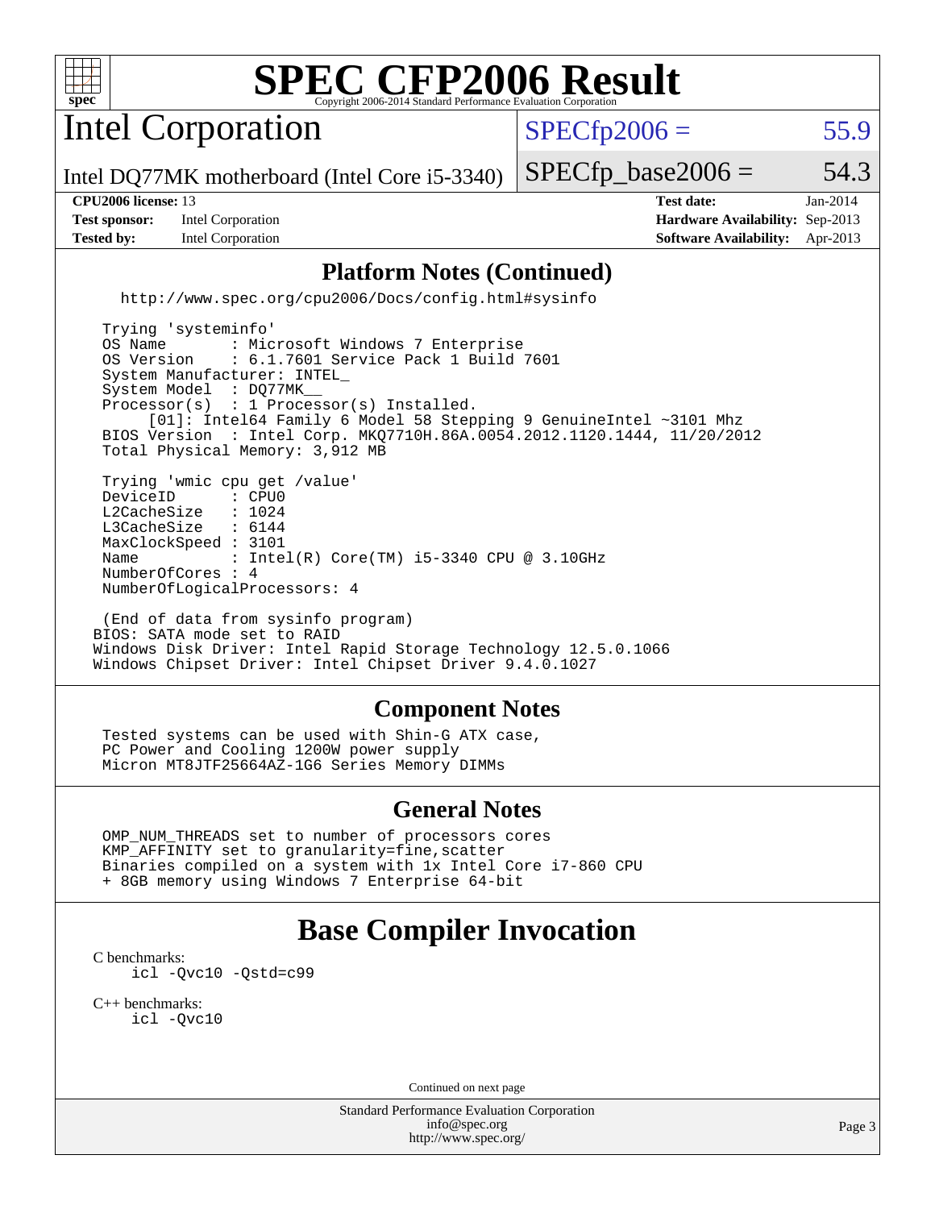# SPEC CFP2006 Result

Copyright 2006-2014 Standard Performance Evaluation Corporation

## Intel Corporation

Intel DQ77MK motherboard (Intel Core i5-3340)

SPECfp2006 = 55.9

SPECfp_base2006 = 54.3

| | | | |
|---|---|---|---|
| **CPU2006 license:** 13 | | **Test date:** | Jan-2014 |
| **Test sponsor:** | Intel Corporation | **Hardware Availability:** | Sep-2013 |
| **Tested by:** | Intel Corporation | **Software Availability:** | Apr-2013 |

## Platform Notes (Continued)

```
   http://www.spec.org/cpu2006/Docs/config.html#sysinfo

 Trying 'systeminfo'
 OS Name        : Microsoft Windows 7 Enterprise
 OS Version     : 6.1.7601 Service Pack 1 Build 7601
 System Manufacturer: INTEL_
 System Model   : DQ77MK__
 Processor(s)   : 1 Processor(s) Installed.
      [01]: Intel64 Family 6 Model 58 Stepping 9 GenuineIntel ~3101 Mhz
 BIOS Version   : Intel Corp. MKQ7710H.86A.0054.2012.1120.1444, 11/20/2012
 Total Physical Memory: 3,912 MB

 Trying 'wmic cpu get /value'
 DeviceID       : CPU0
 L2CacheSize    : 1024
 L3CacheSize    : 6144
 MaxClockSpeed  : 3101
 Name           : Intel(R) Core(TM) i5-3340 CPU @ 3.10GHz
 NumberOfCores  : 4
 NumberOfLogicalProcessors: 4

 (End of data from sysinfo program)
BIOS: SATA mode set to RAID
Windows Disk Driver: Intel Rapid Storage Technology 12.5.0.1066
Windows Chipset Driver: Intel Chipset Driver 9.4.0.1027
```

## Component Notes

```
 Tested systems can be used with Shin-G ATX case,
 PC Power and Cooling 1200W power supply
 Micron MT8JTF25664AZ-1G6 Series Memory DIMMs
```

## General Notes

```
 OMP_NUM_THREADS set to number of processors cores
 KMP_AFFINITY set to granularity=fine,scatter
 Binaries compiled on a system with 1x Intel Core i7-860 CPU
 + 8GB memory using Windows 7 Enterprise 64-bit
```

# Base Compiler Invocation

C benchmarks:

```
icl -Qvc10 -Qstd=c99
```

C++ benchmarks:

```
icl -Qvc10
```

Continued on next page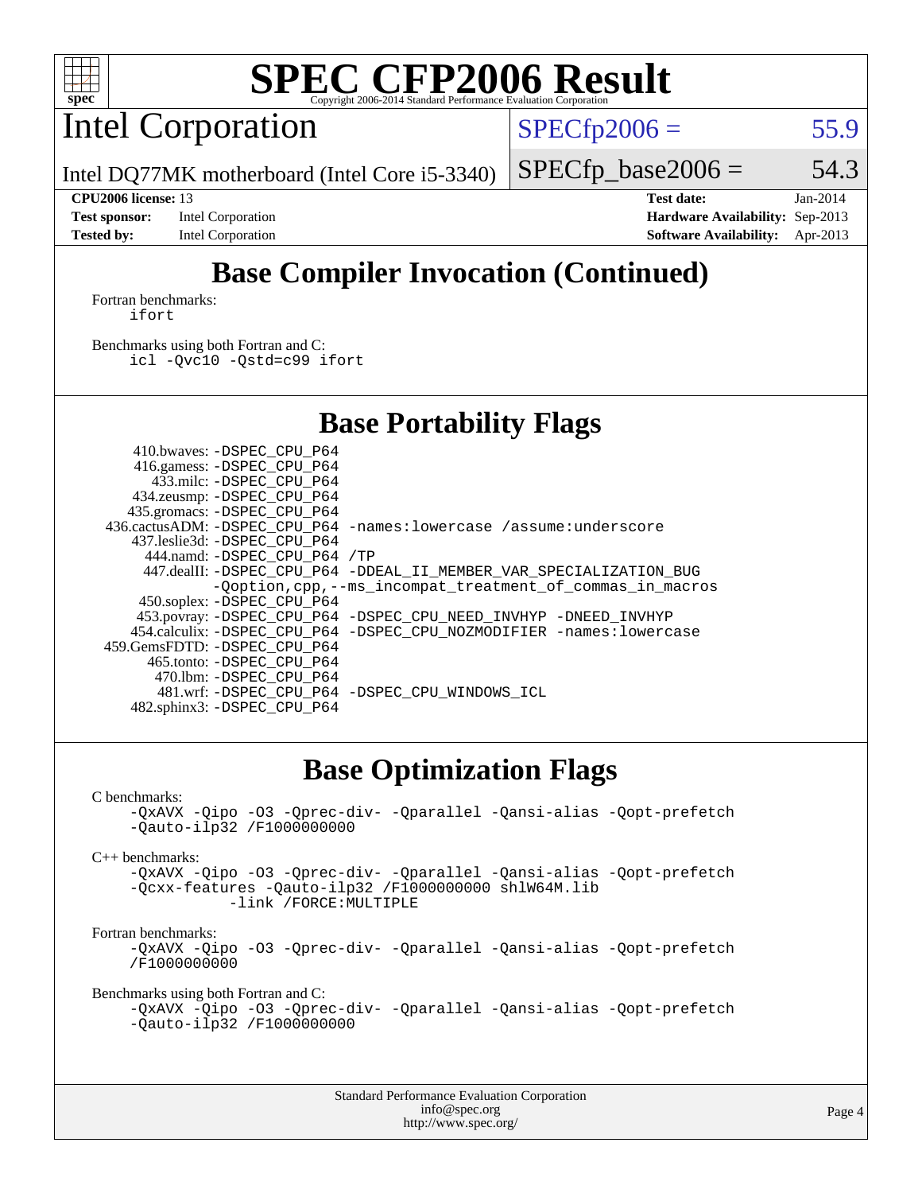# SPEC CFP2006 Result

Copyright 2006-2014 Standard Performance Evaluation Corporation

## Intel Corporation

Intel DQ77MK motherboard (Intel Core i5-3340)

SPECfp2006 = 55.9

SPECfp_base2006 = 54.3

| | | | |
|---|---|---|---|
| **CPU2006 license:** 13 | | **Test date:** | Jan-2014 |
| **Test sponsor:** | Intel Corporation | **Hardware Availability:** | Sep-2013 |
| **Tested by:** | Intel Corporation | **Software Availability:** | Apr-2013 |

## Base Compiler Invocation (Continued)

Fortran benchmarks:

```
ifort
```

Benchmarks using both Fortran and C:

```
icl -Qvc10 -Qstd=c99 ifort
```

## Base Portability Flags

```
    410.bwaves: -DSPEC_CPU_P64
    416.gamess: -DSPEC_CPU_P64
      433.milc: -DSPEC_CPU_P64
    434.zeusmp: -DSPEC_CPU_P64
   435.gromacs: -DSPEC_CPU_P64
  436.cactusADM: -DSPEC_CPU_P64 -names:lowercase /assume:underscore
   437.leslie3d: -DSPEC_CPU_P64
     444.namd: -DSPEC_CPU_P64 /TP
    447.dealII: -DSPEC_CPU_P64 -DDEAL_II_MEMBER_VAR_SPECIALIZATION_BUG
                -Qoption,cpp,--ms_incompat_treatment_of_commas_in_macros
    450.soplex: -DSPEC_CPU_P64
    453.povray: -DSPEC_CPU_P64 -DSPEC_CPU_NEED_INVHYP -DNEED_INVHYP
   454.calculix: -DSPEC_CPU_P64 -DSPEC_CPU_NOZMODIFIER -names:lowercase
  459.GemsFDTD: -DSPEC_CPU_P64
     465.tonto: -DSPEC_CPU_P64
      470.lbm: -DSPEC_CPU_P64
      481.wrf: -DSPEC_CPU_P64 -DSPEC_CPU_WINDOWS_ICL
   482.sphinx3: -DSPEC_CPU_P64
```

## Base Optimization Flags

C benchmarks:

```
-QxAVX -Qipo -O3 -Qprec-div- -Qparallel -Qansi-alias -Qopt-prefetch
-Qauto-ilp32 /F1000000000
```

C++ benchmarks:

```
-QxAVX -Qipo -O3 -Qprec-div- -Qparallel -Qansi-alias -Qopt-prefetch
-Qcxx-features -Qauto-ilp32 /F1000000000 shlW64M.lib
            -link /FORCE:MULTIPLE
```

Fortran benchmarks:

```
-QxAVX -Qipo -O3 -Qprec-div- -Qparallel -Qansi-alias -Qopt-prefetch
/F1000000000
```

Benchmarks using both Fortran and C:

```
-QxAVX -Qipo -O3 -Qprec-div- -Qparallel -Qansi-alias -Qopt-prefetch
-Qauto-ilp32 /F1000000000
```

Standard Performance Evaluation Corporation
info@spec.org
http://www.spec.org/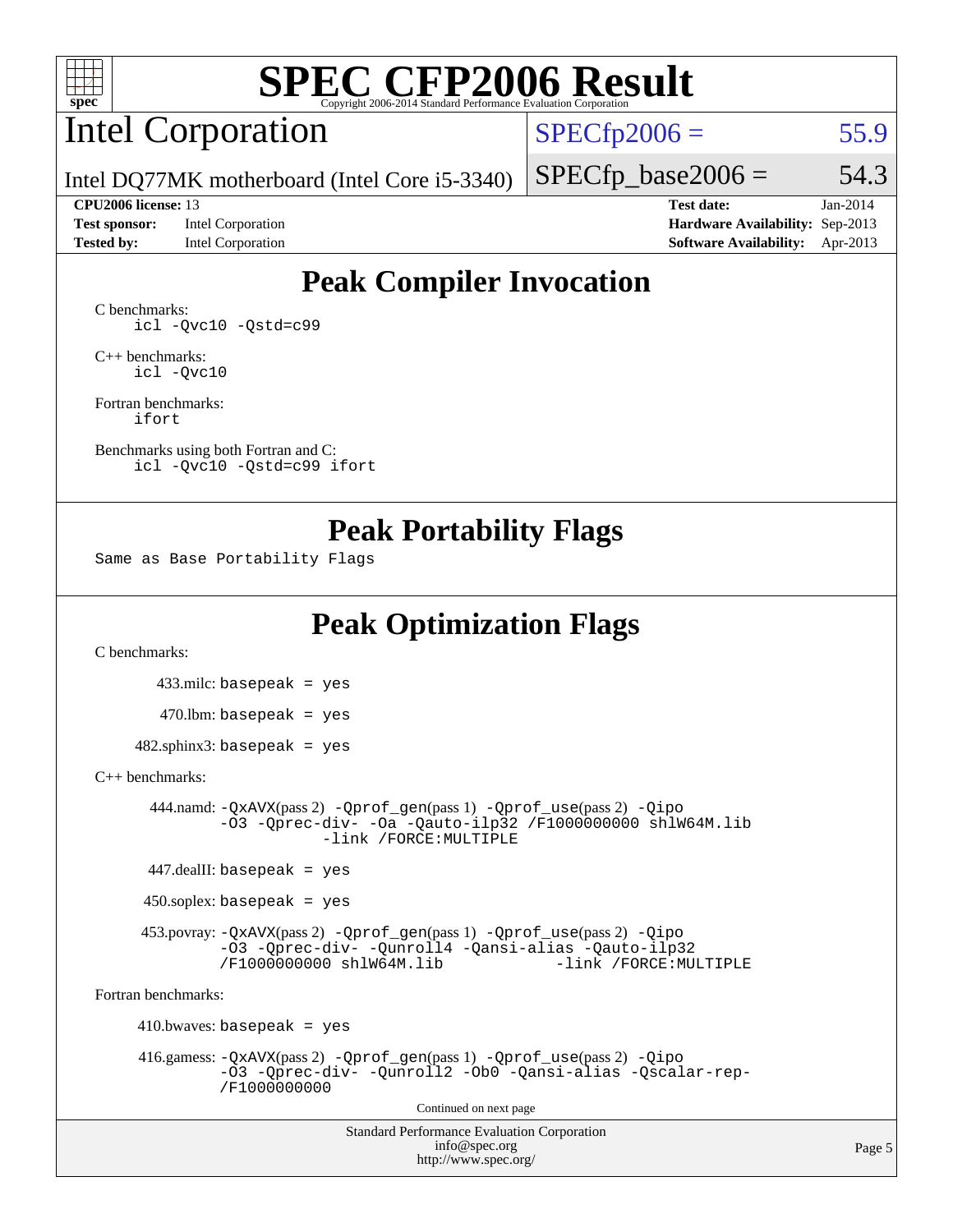# SPEC CFP2006 Result

Copyright 2006-2014 Standard Performance Evaluation Corporation

## Intel Corporation

Intel DQ77MK motherboard (Intel Core i5-3340)

SPECfp2006 = 55.9

SPECfp_base2006 = 54.3

| | | | |
|---|---|---|---|
| **CPU2006 license:** 13 | | **Test date:** | Jan-2014 |
| **Test sponsor:** | Intel Corporation | **Hardware Availability:** | Sep-2013 |
| **Tested by:** | Intel Corporation | **Software Availability:** | Apr-2013 |

## Peak Compiler Invocation

C benchmarks:
```
icl -Qvc10 -Qstd=c99
```

C++ benchmarks:
```
icl -Qvc10
```

Fortran benchmarks:
```
ifort
```

Benchmarks using both Fortran and C:
```
icl -Qvc10 -Qstd=c99 ifort
```

## Peak Portability Flags

Same as Base Portability Flags

## Peak Optimization Flags

C benchmarks:

433.milc: basepeak = yes

470.lbm: basepeak = yes

482.sphinx3: basepeak = yes

C++ benchmarks:

444.namd: -QxAVX(pass 2) -Qprof_gen(pass 1) -Qprof_use(pass 2) -Qipo -O3 -Qprec-div- -Oa -Qauto-ilp32 /F1000000000 shlW64M.lib -link /FORCE:MULTIPLE

447.dealII: basepeak = yes

450.soplex: basepeak = yes

453.povray: -QxAVX(pass 2) -Qprof_gen(pass 1) -Qprof_use(pass 2) -Qipo -O3 -Qprec-div- -Qunroll4 -Qansi-alias -Qauto-ilp32 /F1000000000 shlW64M.lib -link /FORCE:MULTIPLE

Fortran benchmarks:

410.bwaves: basepeak = yes

416.gamess: -QxAVX(pass 2) -Qprof_gen(pass 1) -Qprof_use(pass 2) -Qipo -O3 -Qprec-div- -Qunroll2 -Ob0 -Qansi-alias -Qscalar-rep- /F1000000000

Continued on next page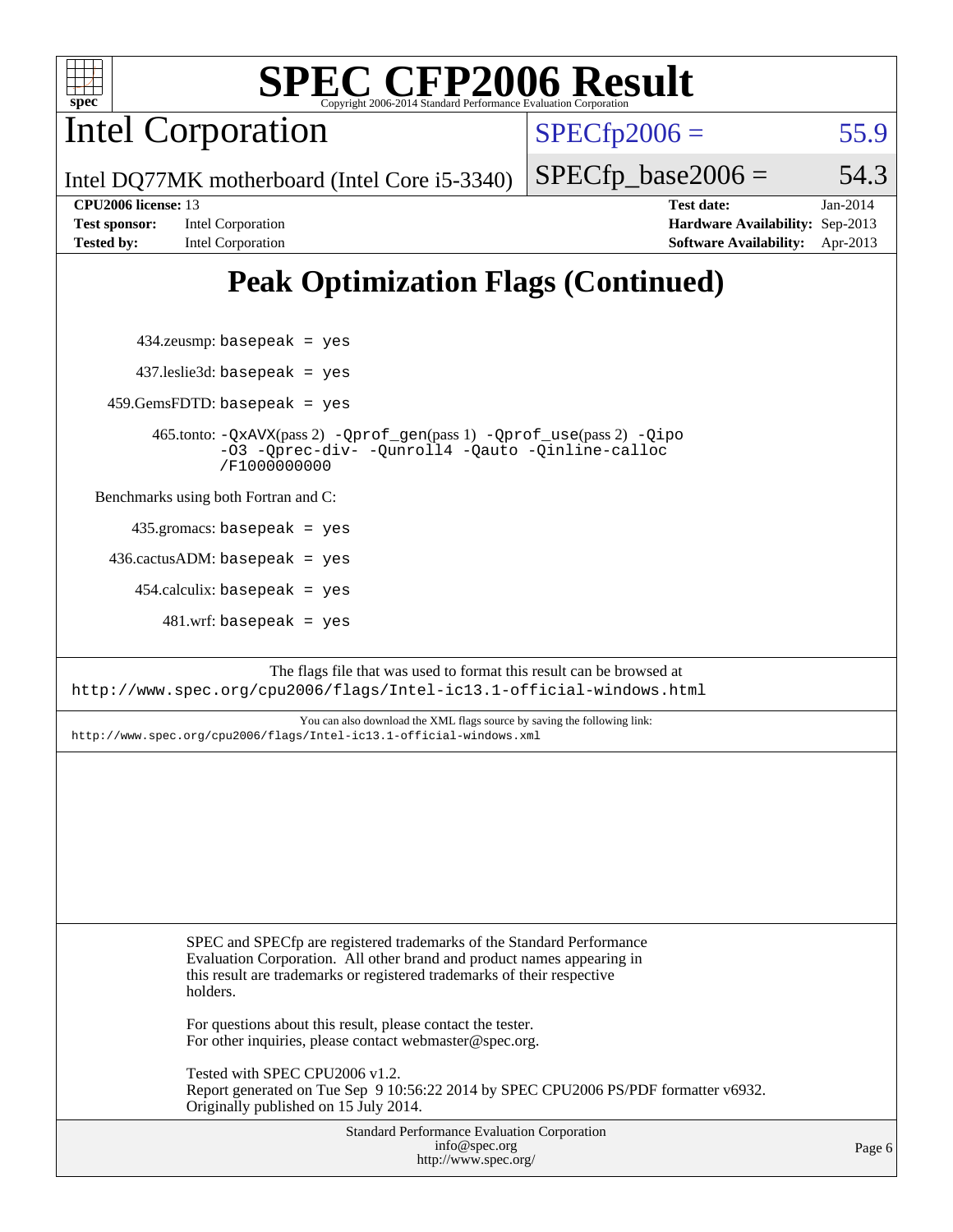# SPEC CFP2006 Result

Copyright 2006-2014 Standard Performance Evaluation Corporation

## Intel Corporation

Intel DQ77MK motherboard (Intel Core i5-3340)

SPECfp2006 = 55.9

SPECfp_base2006 = 54.3

**CPU2006 license:** 13
**Test sponsor:** Intel Corporation
**Tested by:** Intel Corporation

**Test date:** Jan-2014
**Hardware Availability:** Sep-2013
**Software Availability:** Apr-2013

## Peak Optimization Flags (Continued)

434.zeusmp: `basepeak = yes`

437.leslie3d: `basepeak = yes`

459.GemsFDTD: `basepeak = yes`

465.tonto: `-QxAVX`(pass 2) `-Qprof_gen`(pass 1) `-Qprof_use`(pass 2) `-Qipo -O3 -Qprec-div- -Qunroll4 -Qauto -Qinline-calloc /F1000000000`

Benchmarks using both Fortran and C:

435.gromacs: `basepeak = yes`

436.cactusADM: `basepeak = yes`

454.calculix: `basepeak = yes`

481.wrf: `basepeak = yes`

The flags file that was used to format this result can be browsed at
`http://www.spec.org/cpu2006/flags/Intel-ic13.1-official-windows.html`

You can also download the XML flags source by saving the following link:
`http://www.spec.org/cpu2006/flags/Intel-ic13.1-official-windows.xml`

SPEC and SPECfp are registered trademarks of the Standard Performance Evaluation Corporation. All other brand and product names appearing in this result are trademarks or registered trademarks of their respective holders.

For questions about this result, please contact the tester.
For other inquiries, please contact webmaster@spec.org.

Tested with SPEC CPU2006 v1.2.
Report generated on Tue Sep 9 10:56:22 2014 by SPEC CPU2006 PS/PDF formatter v6932.
Originally published on 15 July 2014.

Standard Performance Evaluation Corporation
info@spec.org
http://www.spec.org/